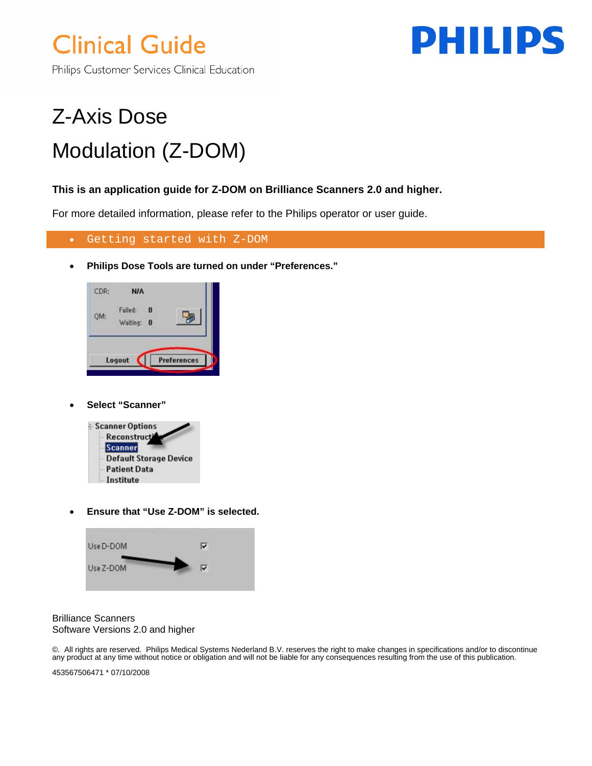Clinical Guide

Philips Customer Services Clinical Education

PHILIPS

# Z-Axis Dose Modulation (Z-DOM)

**This is an application guide for Z-DOM on Brilliance Scanners 2.0 and higher.**

For more detailed information, please refer to the Philips operator or user guide.

## Getting started with Z-DOM

- **Philips Dose Tools are turned on under "Preferences."**

- **Select "Scanner"**

- **Ensure that "Use Z-DOM" is selected.**

Brilliance Scanners
Software Versions 2.0 and higher

©. All rights are reserved. Philips Medical Systems Nederland B.V. reserves the right to make changes in specifications and/or to discontinue any product at any time without notice or obligation and will not be liable for any consequences resulting from the use of this publication.

453567506471 * 07/10/2008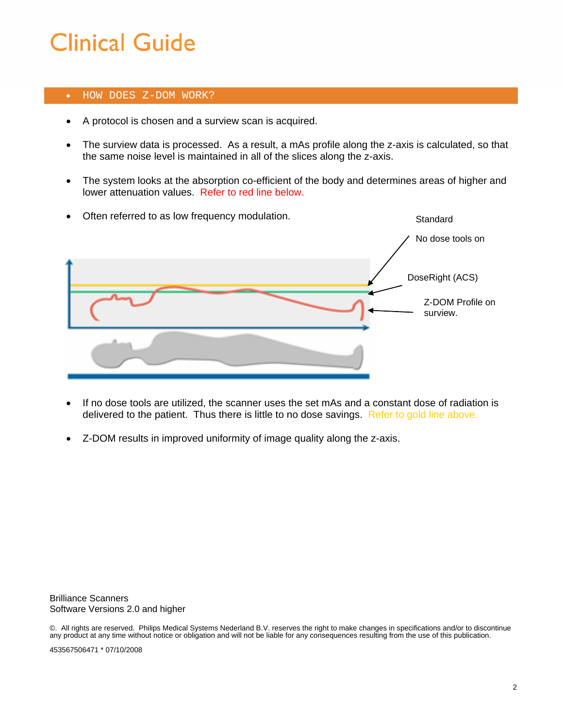# Clinical Guide

## HOW DOES Z-DOM WORK?

- A protocol is chosen and a surview scan is acquired.
- The surview data is processed. As a result, a mAs profile along the z-axis is calculated, so that the same noise level is maintained in all of the slices along the z-axis.
- The system looks at the absorption co-efficient of the body and determines areas of higher and lower attenuation values. Refer to red line below.
- Often referred to as low frequency modulation.

Standard

No dose tools on

DoseRight (ACS)

Z-DOM Profile on surview.

- If no dose tools are utilized, the scanner uses the set mAs and a constant dose of radiation is delivered to the patient. Thus there is little to no dose savings. Refer to gold line above.
- Z-DOM results in improved uniformity of image quality along the z-axis.

Brilliance Scanners
Software Versions 2.0 and higher

©. All rights are reserved. Philips Medical Systems Nederland B.V. reserves the right to make changes in specifications and/or to discontinue any product at any time without notice or obligation and will not be liable for any consequences resulting from the use of this publication.

453567506471 * 07/10/2008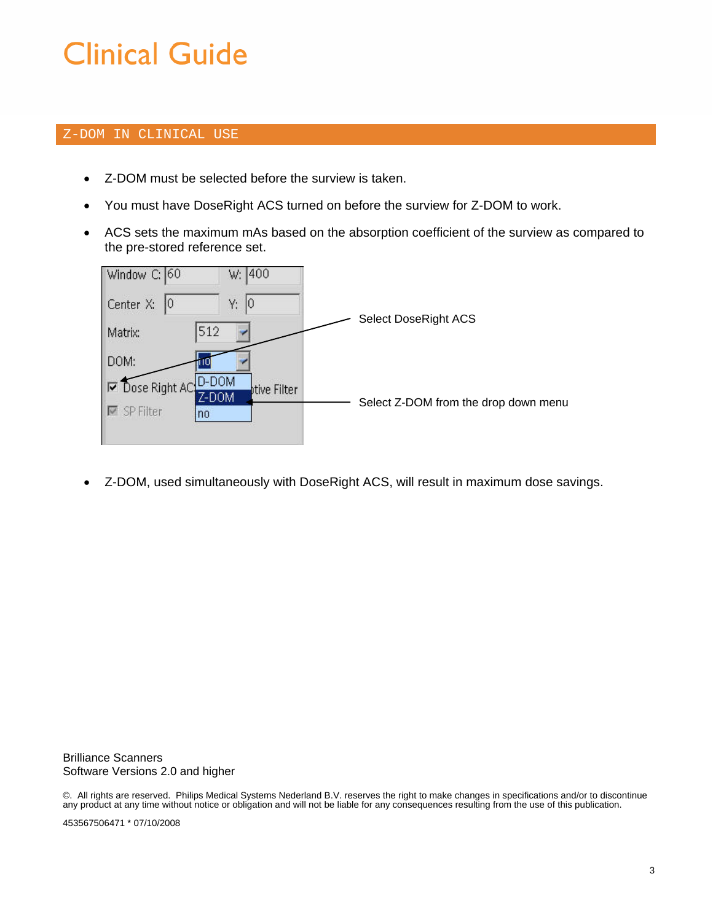# Clinical Guide

## Z-DOM IN CLINICAL USE

- Z-DOM must be selected before the surview is taken.
- You must have DoseRight ACS turned on before the surview for Z-DOM to work.
- ACS sets the maximum mAs based on the absorption coefficient of the surview as compared to the pre-stored reference set.

Select DoseRight ACS

Select Z-DOM from the drop down menu

- Z-DOM, used simultaneously with DoseRight ACS, will result in maximum dose savings.

Brilliance Scanners
Software Versions 2.0 and higher

©. All rights are reserved. Philips Medical Systems Nederland B.V. reserves the right to make changes in specifications and/or to discontinue any product at any time without notice or obligation and will not be liable for any consequences resulting from the use of this publication.

453567506471 * 07/10/2008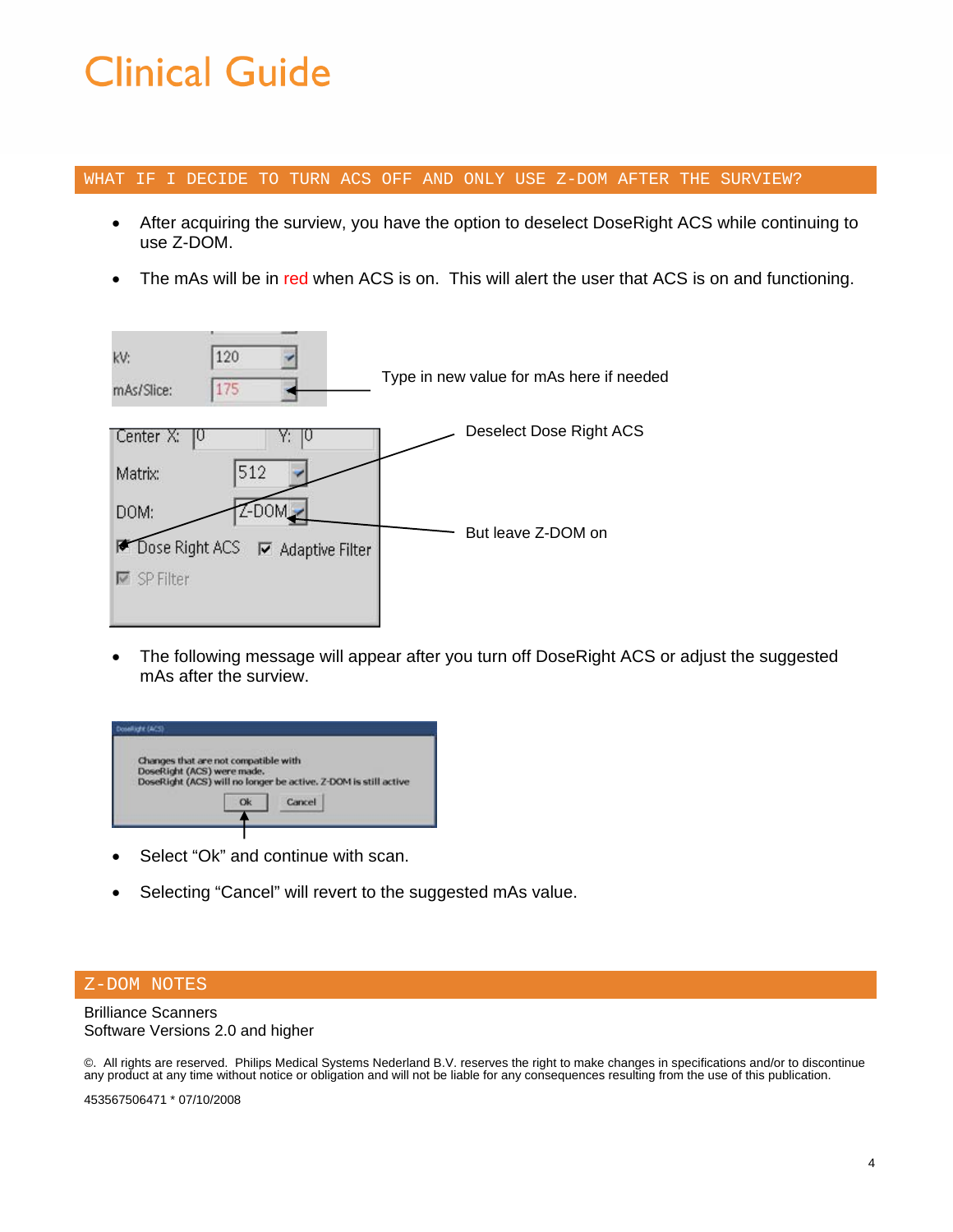# Clinical Guide

## WHAT IF I DECIDE TO TURN ACS OFF AND ONLY USE Z-DOM AFTER THE SURVIEW?

- After acquiring the surview, you have the option to deselect DoseRight ACS while continuing to use Z-DOM.
- The mAs will be in red when ACS is on. This will alert the user that ACS is on and functioning.

kV: 120
mAs/Slice: 175

Type in new value for mAs here if needed

Center X: 0 Y: 0
Matrix: 512
DOM: Z-DOM
Dose Right ACS
Adaptive Filter
SP Filter

Deselect Dose Right ACS

But leave Z-DOM on

- The following message will appear after you turn off DoseRight ACS or adjust the suggested mAs after the surview.

DoseRight (ACS)

Changes that are not compatible with DoseRight (ACS) were made. DoseRight (ACS) will no longer be active. Z-DOM is still active

Ok Cancel

- Select "Ok" and continue with scan.
- Selecting "Cancel" will revert to the suggested mAs value.

## Z-DOM NOTES

Brilliance Scanners
Software Versions 2.0 and higher

©. All rights are reserved. Philips Medical Systems Nederland B.V. reserves the right to make changes in specifications and/or to discontinue any product at any time without notice or obligation and will not be liable for any consequences resulting from the use of this publication.

453567506471 * 07/10/2008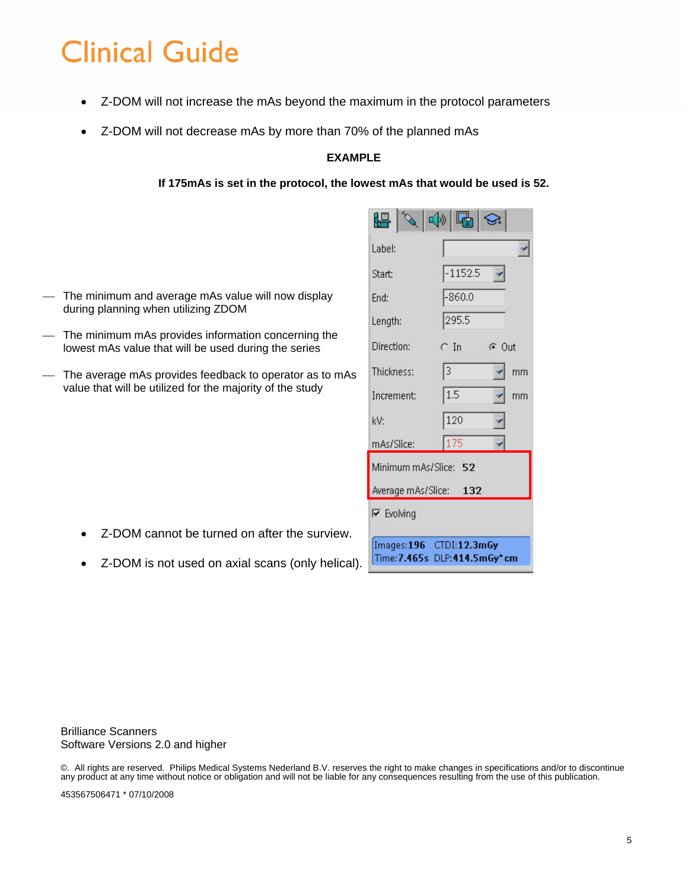# Clinical Guide

- Z-DOM will not increase the mAs beyond the maximum in the protocol parameters
- Z-DOM will not decrease mAs by more than 70% of the planned mAs

**EXAMPLE**

**If 175mAs is set in the protocol, the lowest mAs that would be used is 52.**

— The minimum and average mAs value will now display during planning when utilizing ZDOM

— The minimum mAs provides information concerning the lowest mAs value that will be used during the series

— The average mAs provides feedback to operator as to mAs value that will be utilized for the majority of the study

Label:
Start: -1152.5
End: -860.0
Length: 295.5
Direction: In Out
Thickness: 3 mm
Increment: 1.5 mm
kV: 120
mAs/Slice: 175
Minimum mAs/Slice: 52
Average mAs/Slice: 132
Evolving
Images:196 CTDI:12.3mGy
Time:7.465s DLP:414.5mGy*cm

- Z-DOM cannot be turned on after the surview.
- Z-DOM is not used on axial scans (only helical).

Brilliance Scanners
Software Versions 2.0 and higher

©. All rights are reserved. Philips Medical Systems Nederland B.V. reserves the right to make changes in specifications and/or to discontinue any product at any time without notice or obligation and will not be liable for any consequences resulting from the use of this publication.

453567506471 * 07/10/2008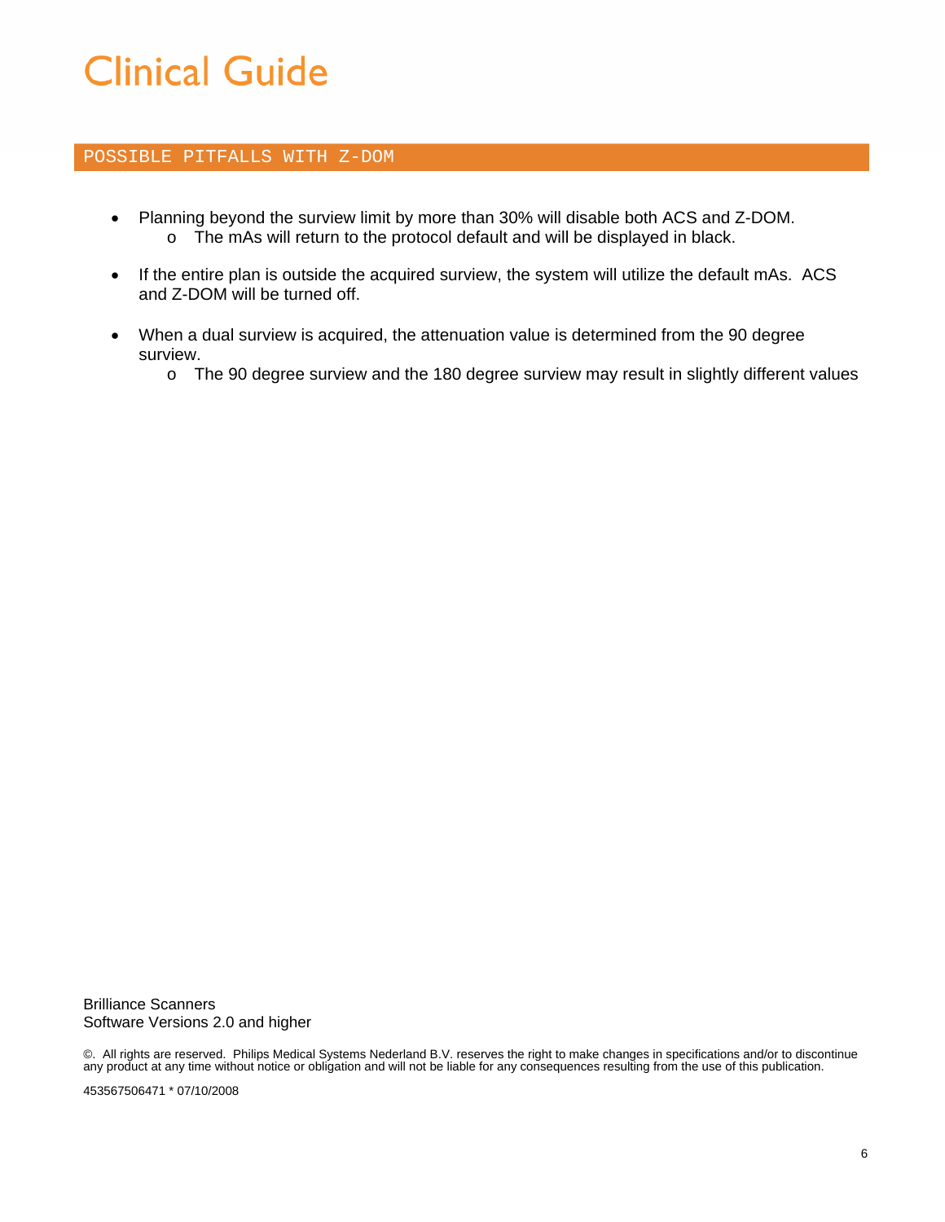# Clinical Guide

## POSSIBLE PITFALLS WITH Z-DOM

- Planning beyond the surview limit by more than 30% will disable both ACS and Z-DOM.
  - The mAs will return to the protocol default and will be displayed in black.
- If the entire plan is outside the acquired surview, the system will utilize the default mAs. ACS and Z-DOM will be turned off.
- When a dual surview is acquired, the attenuation value is determined from the 90 degree surview.
  - The 90 degree surview and the 180 degree surview may result in slightly different values

Brilliance Scanners
Software Versions 2.0 and higher

©. All rights are reserved. Philips Medical Systems Nederland B.V. reserves the right to make changes in specifications and/or to discontinue any product at any time without notice or obligation and will not be liable for any consequences resulting from the use of this publication.

453567506471 * 07/10/2008